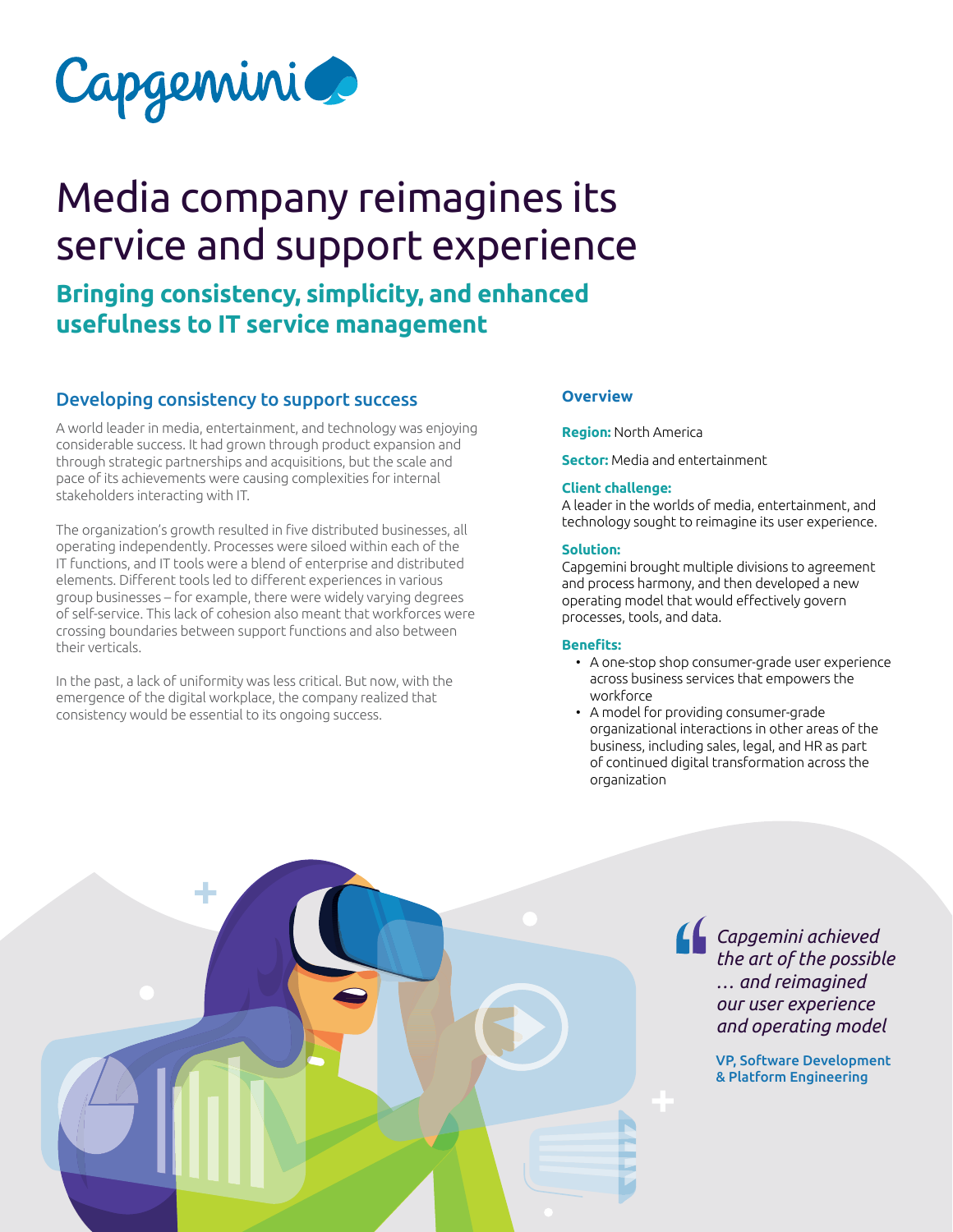Capgemini

# Media company reimagines its service and support experience

## Bringing consistency, simplicity, and enhanced usefulness to IT service management

### Developing consistency to support success

A world leader in media, entertainment, and technology was enjoying considerable success. It had grown through product expansion and through strategic partnerships and acquisitions, but the scale and pace of its achievements were causing complexities for internal stakeholders interacting with IT.

The organization's growth resulted in five distributed businesses, all operating independently. Processes were siloed within each of the IT functions, and IT tools were a blend of enterprise and distributed elements. Different tools led to different experiences in various group businesses – for example, there were widely varying degrees of self-service. This lack of cohesion also meant that workforces were crossing boundaries between support functions and also between their verticals.

In the past, a lack of uniformity was less critical. But now, with the emergence of the digital workplace, the company realized that consistency would be essential to its ongoing success.

### Overview

**Region:** North America

**Sector:** Media and entertainment

**Client challenge:**
A leader in the worlds of media, entertainment, and technology sought to reimagine its user experience.

**Solution:**
Capgemini brought multiple divisions to agreement and process harmony, and then developed a new operating model that would effectively govern processes, tools, and data.

**Benefits:**

- A one-stop shop consumer-grade user experience across business services that empowers the workforce
- A model for providing consumer-grade organizational interactions in other areas of the business, including sales, legal, and HR as part of continued digital transformation across the organization

> *Capgemini achieved the art of the possible … and reimagined our user experience and operating model*
>
> **VP, Software Development & Platform Engineering**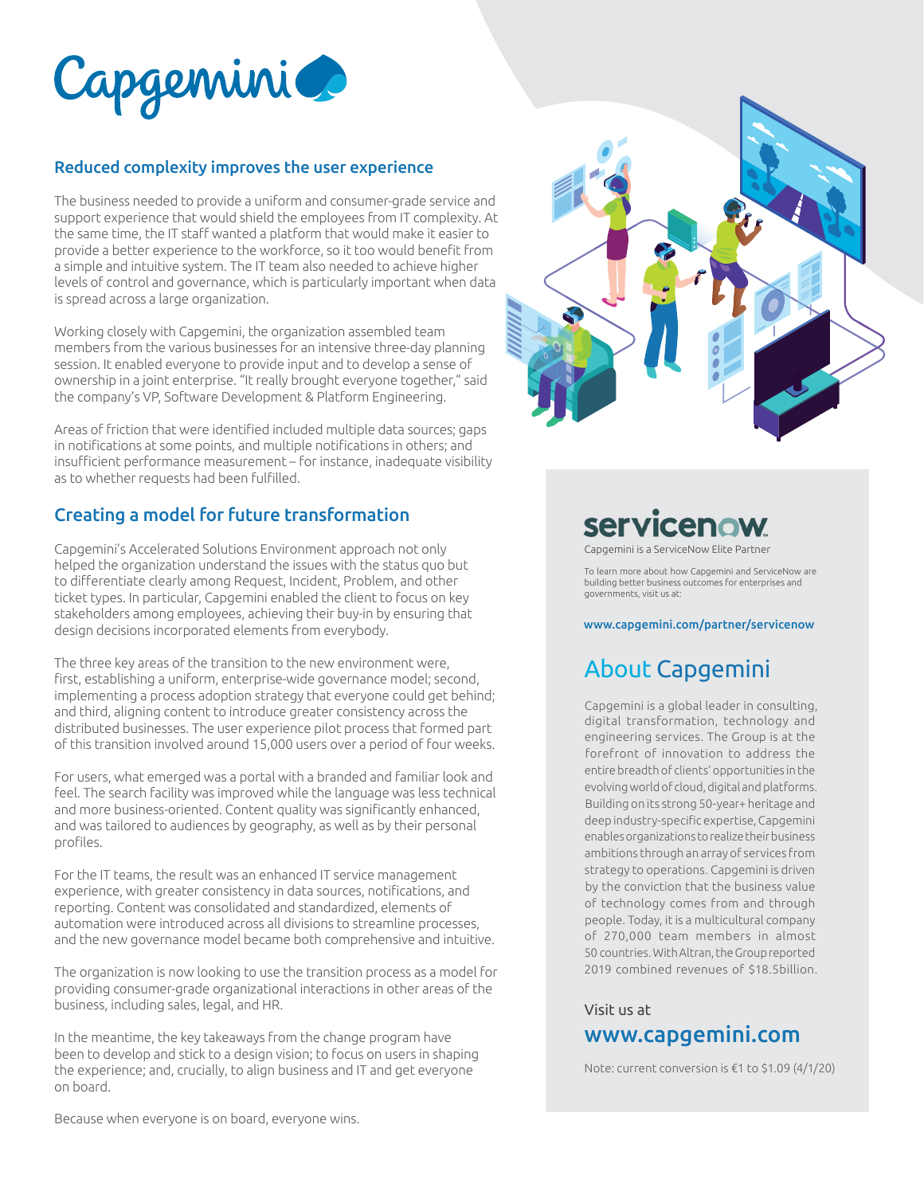Capgemini

## Reduced complexity improves the user experience

The business needed to provide a uniform and consumer-grade service and support experience that would shield the employees from IT complexity. At the same time, the IT staff wanted a platform that would make it easier to provide a better experience to the workforce, so it too would benefit from a simple and intuitive system. The IT team also needed to achieve higher levels of control and governance, which is particularly important when data is spread across a large organization.

Working closely with Capgemini, the organization assembled team members from the various businesses for an intensive three-day planning session. It enabled everyone to provide input and to develop a sense of ownership in a joint enterprise. "It really brought everyone together," said the company's VP, Software Development & Platform Engineering.

Areas of friction that were identified included multiple data sources; gaps in notifications at some points, and multiple notifications in others; and insufficient performance measurement – for instance, inadequate visibility as to whether requests had been fulfilled.

## Creating a model for future transformation

Capgemini's Accelerated Solutions Environment approach not only helped the organization understand the issues with the status quo but to differentiate clearly among Request, Incident, Problem, and other ticket types. In particular, Capgemini enabled the client to focus on key stakeholders among employees, achieving their buy-in by ensuring that design decisions incorporated elements from everybody.

The three key areas of the transition to the new environment were, first, establishing a uniform, enterprise-wide governance model; second, implementing a process adoption strategy that everyone could get behind; and third, aligning content to introduce greater consistency across the distributed businesses. The user experience pilot process that formed part of this transition involved around 15,000 users over a period of four weeks.

For users, what emerged was a portal with a branded and familiar look and feel. The search facility was improved while the language was less technical and more business-oriented. Content quality was significantly enhanced, and was tailored to audiences by geography, as well as by their personal profiles.

For the IT teams, the result was an enhanced IT service management experience, with greater consistency in data sources, notifications, and reporting. Content was consolidated and standardized, elements of automation were introduced across all divisions to streamline processes, and the new governance model became both comprehensive and intuitive.

The organization is now looking to use the transition process as a model for providing consumer-grade organizational interactions in other areas of the business, including sales, legal, and HR.

In the meantime, the key takeaways from the change program have been to develop and stick to a design vision; to focus on users in shaping the experience; and, crucially, to align business and IT and get everyone on board.

Because when everyone is on board, everyone wins.

servicenow

Capgemini is a ServiceNow Elite Partner

To learn more about how Capgemini and ServiceNow are building better business outcomes for enterprises and governments, visit us at:

www.capgemini.com/partner/servicenow

## About Capgemini

Capgemini is a global leader in consulting, digital transformation, technology and engineering services. The Group is at the forefront of innovation to address the entire breadth of clients' opportunities in the evolving world of cloud, digital and platforms. Building on its strong 50-year+ heritage and deep industry-specific expertise, Capgemini enables organizations to realize their business ambitions through an array of services from strategy to operations. Capgemini is driven by the conviction that the business value of technology comes from and through people. Today, it is a multicultural company of 270,000 team members in almost 50 countries. With Altran, the Group reported 2019 combined revenues of $18.5billion.

Visit us at

**www.capgemini.com**

Note: current conversion is €1 to $1.09 (4/1/20)